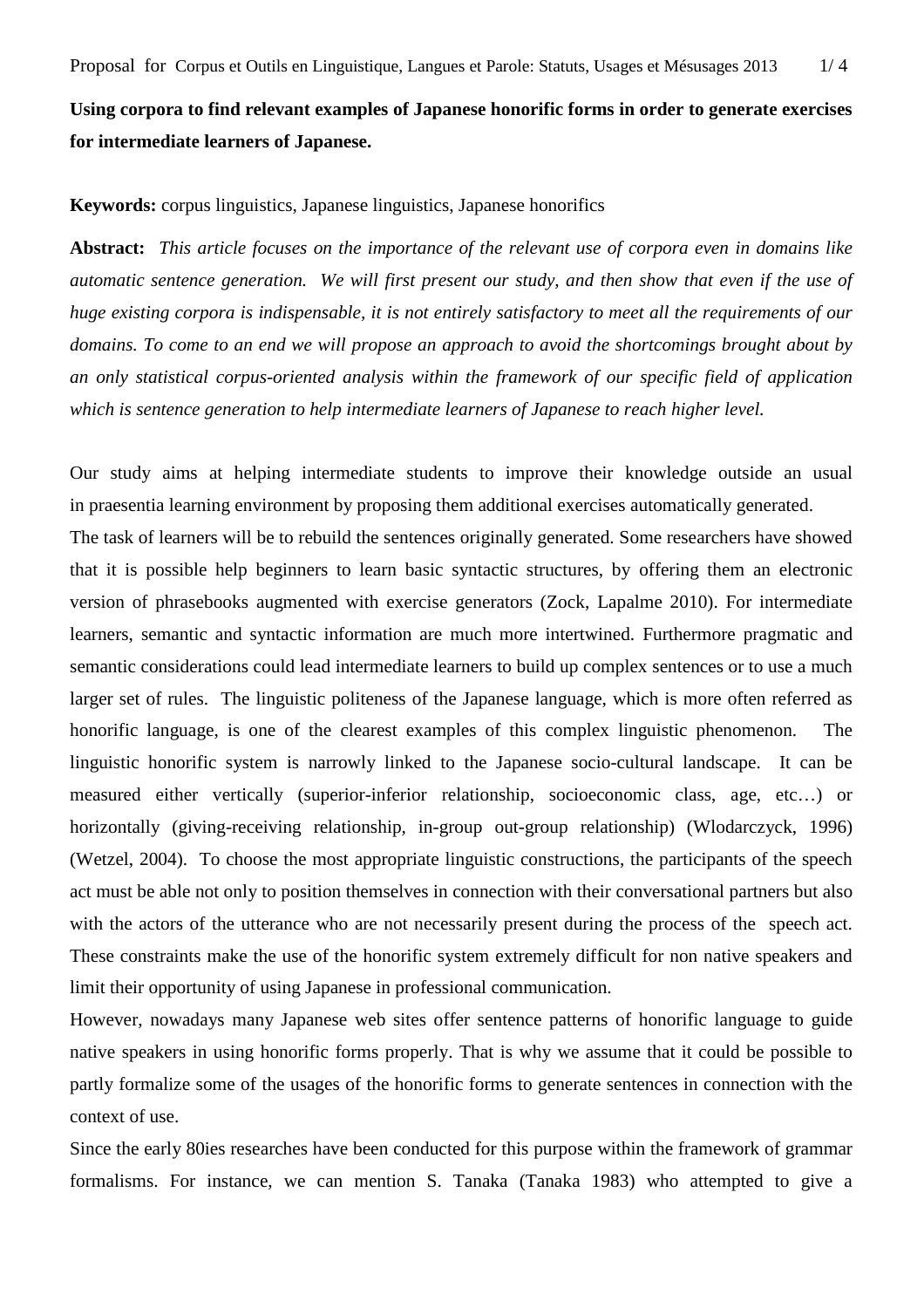**Using corpora to find relevant examples of Japanese honorific forms in order to generate exercises for intermediate learners of Japanese.**

**Keywords:** corpus linguistics, Japanese linguistics, Japanese honorifics

**Abstract:** *This article focuses on the importance of the relevant use of corpora even in domains like automatic sentence generation. We will first present our study, and then show that even if the use of huge existing corpora is indispensable, it is not entirely satisfactory to meet all the requirements of our domains. To come to an end we will propose an approach to avoid the shortcomings brought about by an only statistical corpus-oriented analysis within the framework of our specific field of application which is sentence generation to help intermediate learners of Japanese to reach higher level.*

Our study aims at helping intermediate students to improve their knowledge outside an usual in praesentia learning environment by proposing them additional exercises automatically generated.

The task of learners will be to rebuild the sentences originally generated. Some researchers have showed that it is possible help beginners to learn basic syntactic structures, by offering them an electronic version of phrasebooks augmented with exercise generators (Zock, Lapalme 2010). For intermediate learners, semantic and syntactic information are much more intertwined. Furthermore pragmatic and semantic considerations could lead intermediate learners to build up complex sentences or to use a much larger set of rules. The linguistic politeness of the Japanese language, which is more often referred as honorific language, is one of the clearest examples of this complex linguistic phenomenon. The linguistic honorific system is narrowly linked to the Japanese socio-cultural landscape. It can be measured either vertically (superior-inferior relationship, socioeconomic class, age, etc…) or horizontally (giving-receiving relationship, in-group out-group relationship) (Wlodarczyck, 1996) (Wetzel, 2004). To choose the most appropriate linguistic constructions, the participants of the speech act must be able not only to position themselves in connection with their conversational partners but also with the actors of the utterance who are not necessarily present during the process of the speech act. These constraints make the use of the honorific system extremely difficult for non native speakers and limit their opportunity of using Japanese in professional communication.

However, nowadays many Japanese web sites offer sentence patterns of honorific language to guide native speakers in using honorific forms properly. That is why we assume that it could be possible to partly formalize some of the usages of the honorific forms to generate sentences in connection with the context of use.

Since the early 80ies researches have been conducted for this purpose within the framework of grammar formalisms. For instance, we can mention S. Tanaka (Tanaka 1983) who attempted to give a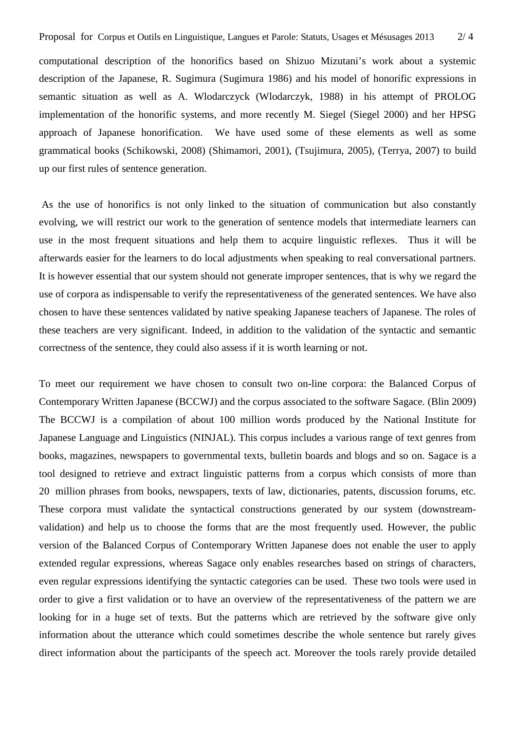computational description of the honorifics based on Shizuo Mizutani's work about a systemic description of the Japanese, R. Sugimura (Sugimura 1986) and his model of honorific expressions in semantic situation as well as A. Wlodarczyck (Wlodarczyk, 1988) in his attempt of PROLOG implementation of the honorific systems, and more recently M. Siegel (Siegel 2000) and her HPSG approach of Japanese honorification. We have used some of these elements as well as some grammatical books (Schikowski, 2008) (Shimamori, 2001), (Tsujimura, 2005), (Terrya, 2007) to build up our first rules of sentence generation.

As the use of honorifics is not only linked to the situation of communication but also constantly evolving, we will restrict our work to the generation of sentence models that intermediate learners can use in the most frequent situations and help them to acquire linguistic reflexes. Thus it will be afterwards easier for the learners to do local adjustments when speaking to real conversational partners. It is however essential that our system should not generate improper sentences, that is why we regard the use of corpora as indispensable to verify the representativeness of the generated sentences. We have also chosen to have these sentences validated by native speaking Japanese teachers of Japanese. The roles of these teachers are very significant. Indeed, in addition to the validation of the syntactic and semantic correctness of the sentence, they could also assess if it is worth learning or not.

To meet our requirement we have chosen to consult two on-line corpora: the Balanced Corpus of Contemporary Written Japanese (BCCWJ) and the corpus associated to the software Sagace. (Blin 2009) The BCCWJ is a compilation of about 100 million words produced by the National Institute for Japanese Language and Linguistics (NINJAL). This corpus includes a various range of text genres from books, magazines, newspapers to governmental texts, bulletin boards and blogs and so on. Sagace is a tool designed to retrieve and extract linguistic patterns from a corpus which consists of more than 20 million phrases from books, newspapers, texts of law, dictionaries, patents, discussion forums, etc. These corpora must validate the syntactical constructions generated by our system (downstream-validation) and help us to choose the forms that are the most frequently used. However, the public version of the Balanced Corpus of Contemporary Written Japanese does not enable the user to apply extended regular expressions, whereas Sagace only enables researches based on strings of characters, even regular expressions identifying the syntactic categories can be used. These two tools were used in order to give a first validation or to have an overview of the representativeness of the pattern we are looking for in a huge set of texts. But the patterns which are retrieved by the software give only information about the utterance which could sometimes describe the whole sentence but rarely gives direct information about the participants of the speech act. Moreover the tools rarely provide detailed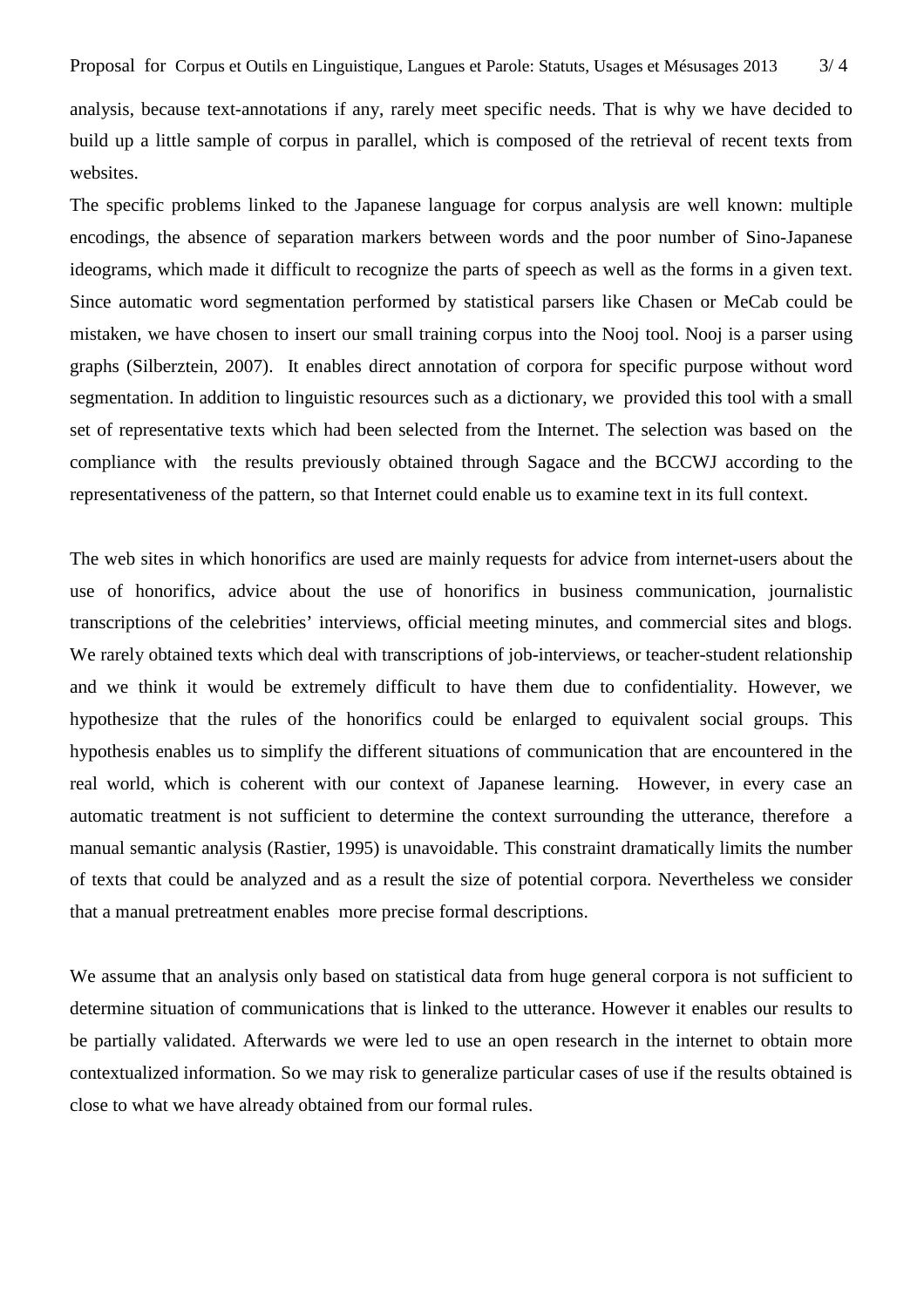analysis, because text-annotations if any, rarely meet specific needs. That is why we have decided to build up a little sample of corpus in parallel, which is composed of the retrieval of recent texts from websites.

The specific problems linked to the Japanese language for corpus analysis are well known: multiple encodings, the absence of separation markers between words and the poor number of Sino-Japanese ideograms, which made it difficult to recognize the parts of speech as well as the forms in a given text. Since automatic word segmentation performed by statistical parsers like Chasen or MeCab could be mistaken, we have chosen to insert our small training corpus into the Nooj tool. Nooj is a parser using graphs (Silberztein, 2007). It enables direct annotation of corpora for specific purpose without word segmentation. In addition to linguistic resources such as a dictionary, we provided this tool with a small set of representative texts which had been selected from the Internet. The selection was based on the compliance with the results previously obtained through Sagace and the BCCWJ according to the representativeness of the pattern, so that Internet could enable us to examine text in its full context.

The web sites in which honorifics are used are mainly requests for advice from internet-users about the use of honorifics, advice about the use of honorifics in business communication, journalistic transcriptions of the celebrities' interviews, official meeting minutes, and commercial sites and blogs. We rarely obtained texts which deal with transcriptions of job-interviews, or teacher-student relationship and we think it would be extremely difficult to have them due to confidentiality. However, we hypothesize that the rules of the honorifics could be enlarged to equivalent social groups. This hypothesis enables us to simplify the different situations of communication that are encountered in the real world, which is coherent with our context of Japanese learning. However, in every case an automatic treatment is not sufficient to determine the context surrounding the utterance, therefore a manual semantic analysis (Rastier, 1995) is unavoidable. This constraint dramatically limits the number of texts that could be analyzed and as a result the size of potential corpora. Nevertheless we consider that a manual pretreatment enables more precise formal descriptions.

We assume that an analysis only based on statistical data from huge general corpora is not sufficient to determine situation of communications that is linked to the utterance. However it enables our results to be partially validated. Afterwards we were led to use an open research in the internet to obtain more contextualized information. So we may risk to generalize particular cases of use if the results obtained is close to what we have already obtained from our formal rules.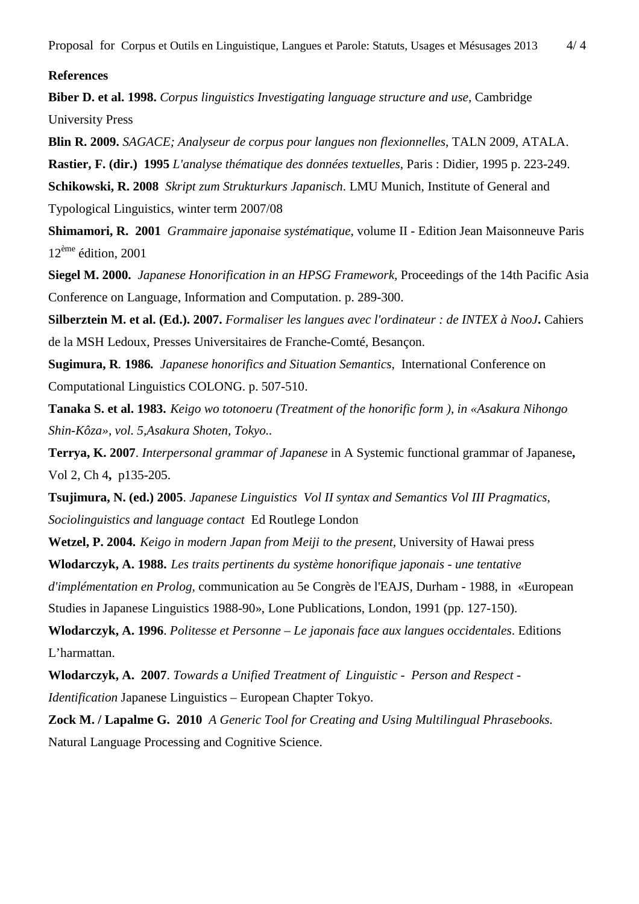**References**

**Biber D. et al. 1998.** *Corpus linguistics Investigating language structure and use*, Cambridge University Press

**Blin R. 2009.** *SAGACE; Analyseur de corpus pour langues non flexionnelles*, TALN 2009, ATALA.

**Rastier, F. (dir.) 1995** *L'analyse thématique des données textuelles*, Paris : Didier, 1995 p. 223-249.

**Schikowski, R. 2008** *Skript zum Strukturkurs Japanisch*. LMU Munich, Institute of General and Typological Linguistics, winter term 2007/08

**Shimamori, R. 2001** *Grammaire japonaise systématique*, volume II - Edition Jean Maisonneuve Paris 12ème édition, 2001

**Siegel M. 2000.** *Japanese Honorification in an HPSG Framework*, Proceedings of the 14th Pacific Asia Conference on Language, Information and Computation. p. 289-300.

**Silberztein M. et al. (Ed.). 2007.** *Formaliser les langues avec l'ordinateur : de INTEX à NooJ***.** Cahiers de la MSH Ledoux, Presses Universitaires de Franche-Comté, Besançon.

**Sugimura, R. 1986.** *Japanese honorifics and Situation Semantics*, International Conference on Computational Linguistics COLONG. p. 507-510.

**Tanaka S. et al. 1983.** *Keigo wo totonoeru (Treatment of the honorific form ), in «Asakura Nihongo Shin-Kôza», vol. 5,Asakura Shoten, Tokyo..*

**Terrya, K. 2007**. *Interpersonal grammar of Japanese* in A Systemic functional grammar of Japanese**,** Vol 2, Ch 4**,** p135-205.

**Tsujimura, N. (ed.) 2005**. *Japanese Linguistics Vol II syntax and Semantics Vol III Pragmatics, Sociolinguistics and language contact* Ed Routlege London

**Wetzel, P. 2004.** *Keigo in modern Japan from Meiji to the present*, University of Hawai press

**Wlodarczyk, A. 1988.** *Les traits pertinents du système honorifique japonais - une tentative d'implémentation en Prolog*, communication au 5e Congrès de l'EAJS, Durham - 1988, in «European Studies in Japanese Linguistics 1988-90», Lone Publications, London, 1991 (pp. 127-150).

**Wlodarczyk, A. 1996**. *Politesse et Personne – Le japonais face aux langues occidentales*. Editions L'harmattan.

**Wlodarczyk, A. 2007**. *Towards a Unified Treatment of Linguistic - Person and Respect - Identification* Japanese Linguistics – European Chapter Tokyo.

**Zock M. / Lapalme G. 2010** *A Generic Tool for Creating and Using Multilingual Phrasebooks.* Natural Language Processing and Cognitive Science.